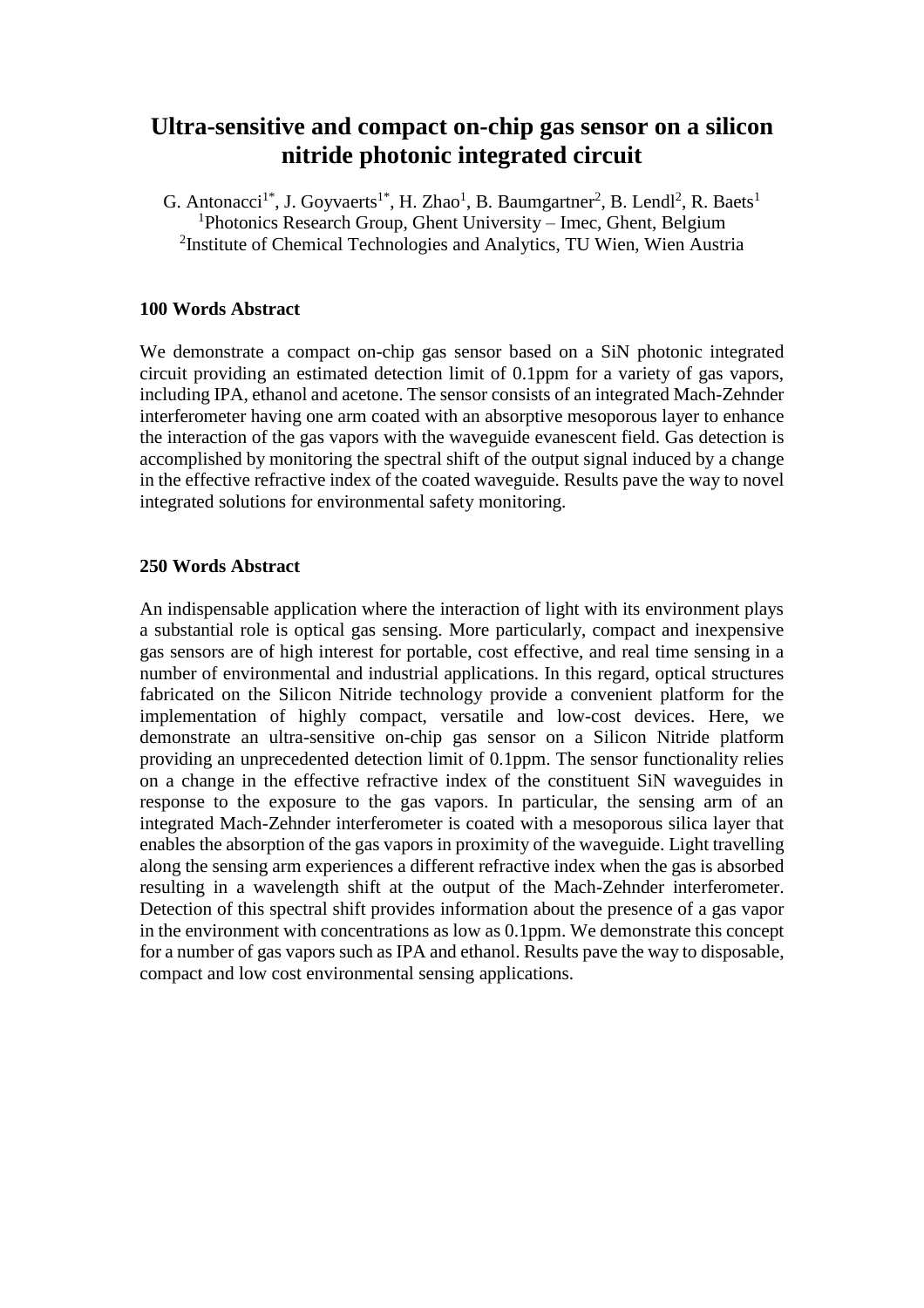# Ultra-sensitive and compact on-chip gas sensor on a silicon nitride photonic integrated circuit

G. Antonacci[1*], J. Goyvaerts[1*], H. Zhao[1], B. Baumgartner[2], B. Lendl[2], R. Baets[1]

[1]Photonics Research Group, Ghent University – Imec, Ghent, Belgium

[2]Institute of Chemical Technologies and Analytics, TU Wien, Wien Austria

**100 Words Abstract**

We demonstrate a compact on-chip gas sensor based on a SiN photonic integrated circuit providing an estimated detection limit of 0.1ppm for a variety of gas vapors, including IPA, ethanol and acetone. The sensor consists of an integrated Mach-Zehnder interferometer having one arm coated with an absorptive mesoporous layer to enhance the interaction of the gas vapors with the waveguide evanescent field. Gas detection is accomplished by monitoring the spectral shift of the output signal induced by a change in the effective refractive index of the coated waveguide. Results pave the way to novel integrated solutions for environmental safety monitoring.

**250 Words Abstract**

An indispensable application where the interaction of light with its environment plays a substantial role is optical gas sensing. More particularly, compact and inexpensive gas sensors are of high interest for portable, cost effective, and real time sensing in a number of environmental and industrial applications. In this regard, optical structures fabricated on the Silicon Nitride technology provide a convenient platform for the implementation of highly compact, versatile and low-cost devices. Here, we demonstrate an ultra-sensitive on-chip gas sensor on a Silicon Nitride platform providing an unprecedented detection limit of 0.1ppm. The sensor functionality relies on a change in the effective refractive index of the constituent SiN waveguides in response to the exposure to the gas vapors. In particular, the sensing arm of an integrated Mach-Zehnder interferometer is coated with a mesoporous silica layer that enables the absorption of the gas vapors in proximity of the waveguide. Light travelling along the sensing arm experiences a different refractive index when the gas is absorbed resulting in a wavelength shift at the output of the Mach-Zehnder interferometer. Detection of this spectral shift provides information about the presence of a gas vapor in the environment with concentrations as low as 0.1ppm. We demonstrate this concept for a number of gas vapors such as IPA and ethanol. Results pave the way to disposable, compact and low cost environmental sensing applications.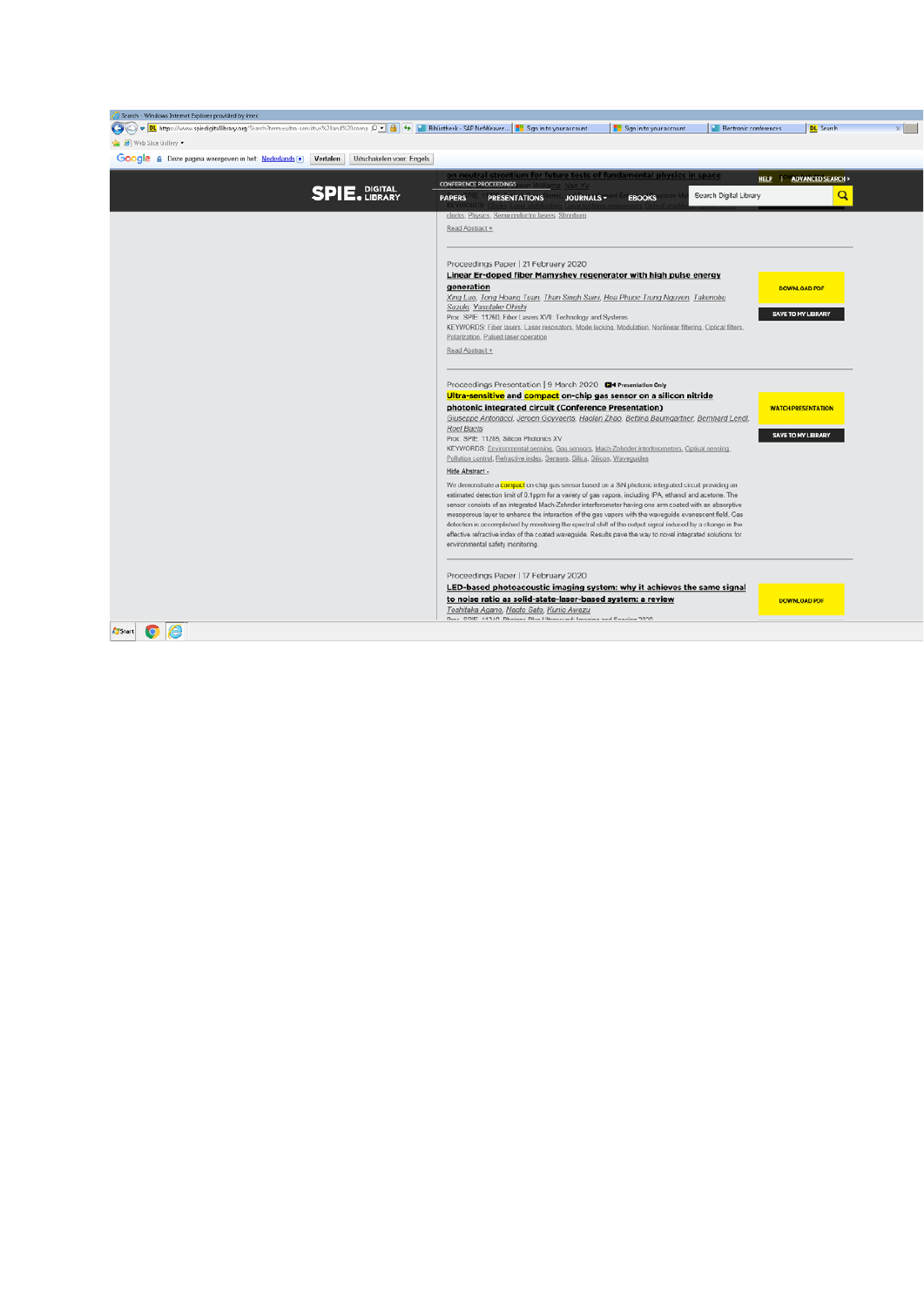Search - Windows Internet Explorer provided by imec

Google Deze pagina weergeven in het: Nederlands Vertalen Uitschakelen voor: Engels

SPIE. DIGITAL LIBRARY

CONFERENCE PROCEEDINGS

PAPERS PRESENTATIONS JOURNALS EBOOKS

Search Digital Library

HELP ADVANCED SEARCH

on neutral strontium for future tests of fundamental physics in space

clocks, Physics, Semiconductor lasers, Strontium

Read Abstract +

---

Proceedings Paper | 21 February 2020

**Linear Er-doped fiber Mamyshev regenerator with high pulse energy generation**

*Xing Luo, Tong Hoang Tuan, Than Singh Saini, Hoa Phuoc Trung Nguyen, Takenobu Suzuki, Yasutake Ohishi*

Proc. SPIE. 11260, Fiber Lasers XVII: Technology and Systems

KEYWORDS: Fiber lasers, Laser resonators, Mode locking, Modulation, Nonlinear filtering, Optical filters, Polarization, Pulsed laser operation

Read Abstract +

DOWNLOAD PDF

SAVE TO MY LIBRARY

---

Proceedings Presentation | 9 March 2020 Presentation Only

**Ultra-sensitive and compact on-chip gas sensor on a silicon nitride photonic integrated circuit (Conference Presentation)**

*Giuseppe Antonacci, Jeroen Goyvaerts, Haolan Zhao, Bettina Baumgartner, Bernhard Lendl, Roel Baets*

Proc. SPIE. 11285, Silicon Photonics XV

KEYWORDS: Environmental sensing, Gas sensors, Mach-Zehnder interferometers, Optical sensing, Pollution control, Refractive index, Sensors, Silica, Silicon, Waveguides

Hide Abstract -

We demonstrate a compact on-chip gas sensor based on a SiN photonic integrated circuit providing an estimated detection limit of 0.1ppm for a variety of gas vapors, including IPA, ethanol and acetone. The sensor consists of an integrated Mach-Zehnder interferometer having one arm coated with an absorptive mesoporous layer to enhance the interaction of the gas vapors with the waveguide evanescent field. Gas detection is accomplished by monitoring the spectral shift of the output signal induced by a change in the effective refractive index of the coated waveguide. Results pave the way to novel integrated solutions for environmental safety monitoring.

WATCH PRESENTATION

SAVE TO MY LIBRARY

---

Proceedings Paper | 17 February 2020

**LED-based photoacoustic imaging system: why it achieves the same signal to noise ratio as solid-state-laser-based system: a review**

*Toshitaka Agano, Naoto Sato, Kunio Awazu*

DOWNLOAD PDF